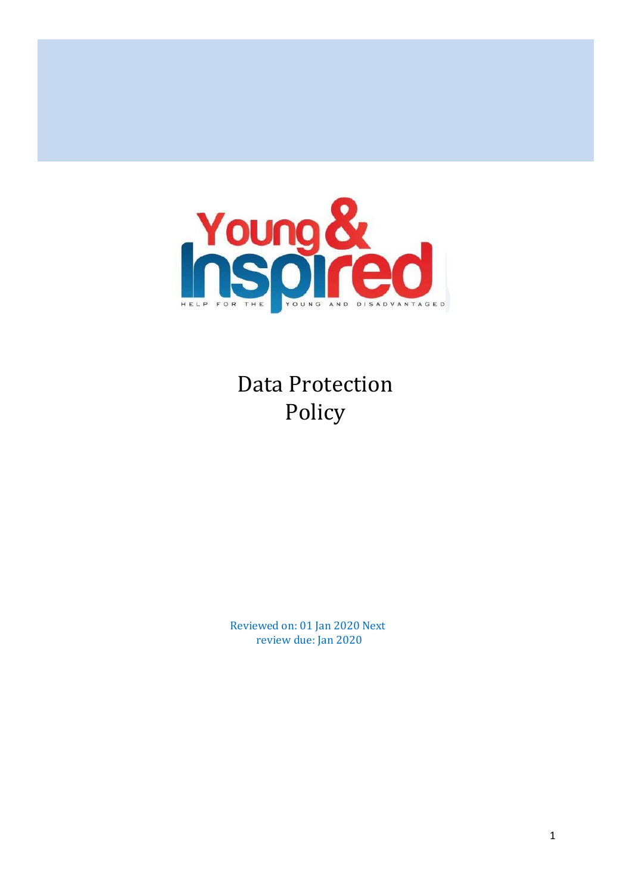Young & Inspired

HELP FOR THE YOUNG AND DISADVANTAGED

# Data Protection Policy

Reviewed on: 01 Jan 2020 Next review due: Jan 2020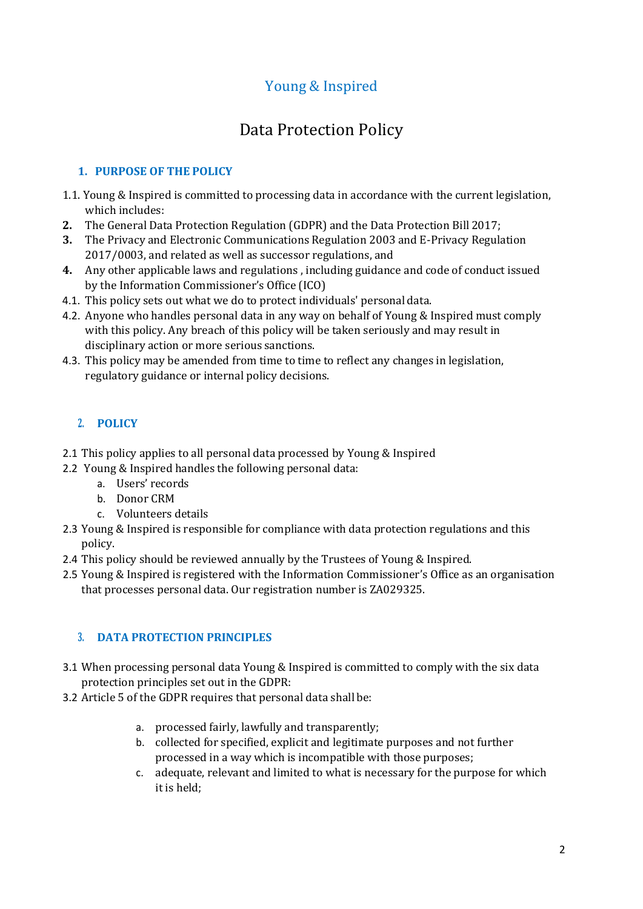# Young & Inspired

## Data Protection Policy

### 1. PURPOSE OF THE POLICY

1.1. Young & Inspired is committed to processing data in accordance with the current legislation, which includes:

**2.** The General Data Protection Regulation (GDPR) and the Data Protection Bill 2017;

**3.** The Privacy and Electronic Communications Regulation 2003 and E-Privacy Regulation 2017/0003, and related as well as successor regulations, and

**4.** Any other applicable laws and regulations , including guidance and code of conduct issued by the Information Commissioner's Office (ICO)

4.1. This policy sets out what we do to protect individuals' personal data.

4.2. Anyone who handles personal data in any way on behalf of Young & Inspired must comply with this policy. Any breach of this policy will be taken seriously and may result in disciplinary action or more serious sanctions.

4.3. This policy may be amended from time to time to reflect any changes in legislation, regulatory guidance or internal policy decisions.

### 2. POLICY

2.1 This policy applies to all personal data processed by Young & Inspired

2.2 Young & Inspired handles the following personal data:

a. Users' records
b. Donor CRM
c. Volunteers details

2.3 Young & Inspired is responsible for compliance with data protection regulations and this policy.

2.4 This policy should be reviewed annually by the Trustees of Young & Inspired.

2.5 Young & Inspired is registered with the Information Commissioner's Office as an organisation that processes personal data. Our registration number is ZA029325.

### 3. DATA PROTECTION PRINCIPLES

3.1 When processing personal data Young & Inspired is committed to comply with the six data protection principles set out in the GDPR:

3.2 Article 5 of the GDPR requires that personal data shall be:

a. processed fairly, lawfully and transparently;
b. collected for specified, explicit and legitimate purposes and not further processed in a way which is incompatible with those purposes;
c. adequate, relevant and limited to what is necessary for the purpose for which it is held;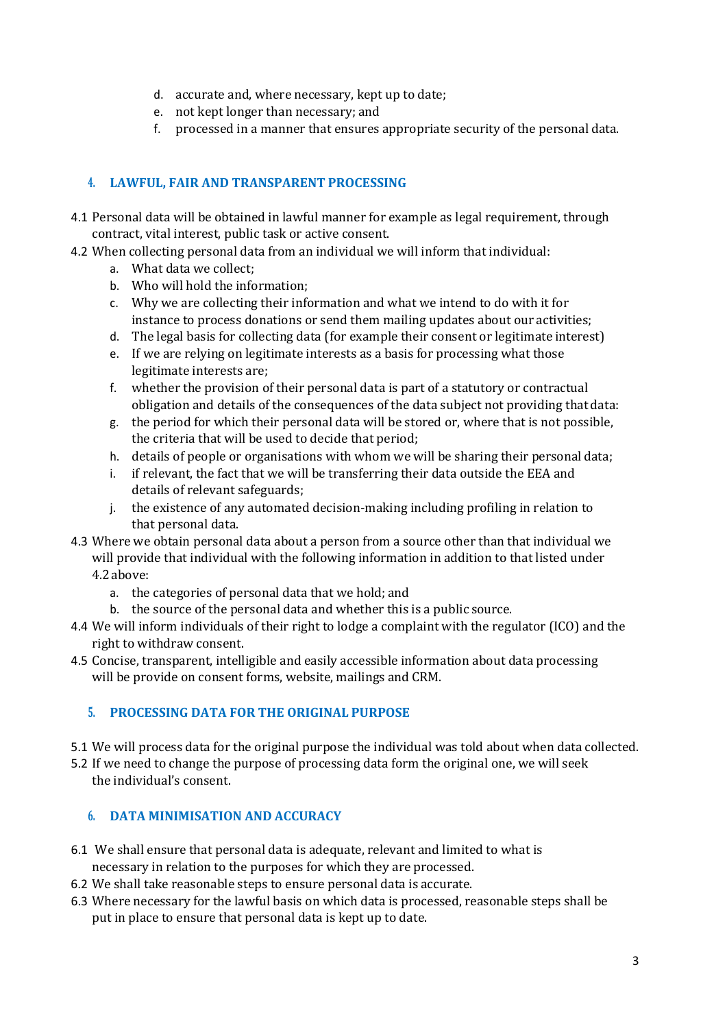d. accurate and, where necessary, kept up to date;
e. not kept longer than necessary; and
f. processed in a manner that ensures appropriate security of the personal data.

## 4. LAWFUL, FAIR AND TRANSPARENT PROCESSING

4.1 Personal data will be obtained in lawful manner for example as legal requirement, through contract, vital interest, public task or active consent.

4.2 When collecting personal data from an individual we will inform that individual:

a. What data we collect;
b. Who will hold the information;
c. Why we are collecting their information and what we intend to do with it for instance to process donations or send them mailing updates about our activities;
d. The legal basis for collecting data (for example their consent or legitimate interest)
e. If we are relying on legitimate interests as a basis for processing what those legitimate interests are;
f. whether the provision of their personal data is part of a statutory or contractual obligation and details of the consequences of the data subject not providing that data:
g. the period for which their personal data will be stored or, where that is not possible, the criteria that will be used to decide that period;
h. details of people or organisations with whom we will be sharing their personal data;
i. if relevant, the fact that we will be transferring their data outside the EEA and details of relevant safeguards;
j. the existence of any automated decision-making including profiling in relation to that personal data.

4.3 Where we obtain personal data about a person from a source other than that individual we will provide that individual with the following information in addition to that listed under 4.2 above:

a. the categories of personal data that we hold; and
b. the source of the personal data and whether this is a public source.

4.4 We will inform individuals of their right to lodge a complaint with the regulator (ICO) and the right to withdraw consent.

4.5 Concise, transparent, intelligible and easily accessible information about data processing will be provide on consent forms, website, mailings and CRM.

## 5. PROCESSING DATA FOR THE ORIGINAL PURPOSE

5.1 We will process data for the original purpose the individual was told about when data collected.

5.2 If we need to change the purpose of processing data form the original one, we will seek the individual's consent.

## 6. DATA MINIMISATION AND ACCURACY

6.1 We shall ensure that personal data is adequate, relevant and limited to what is necessary in relation to the purposes for which they are processed.

6.2 We shall take reasonable steps to ensure personal data is accurate.

6.3 Where necessary for the lawful basis on which data is processed, reasonable steps shall be put in place to ensure that personal data is kept up to date.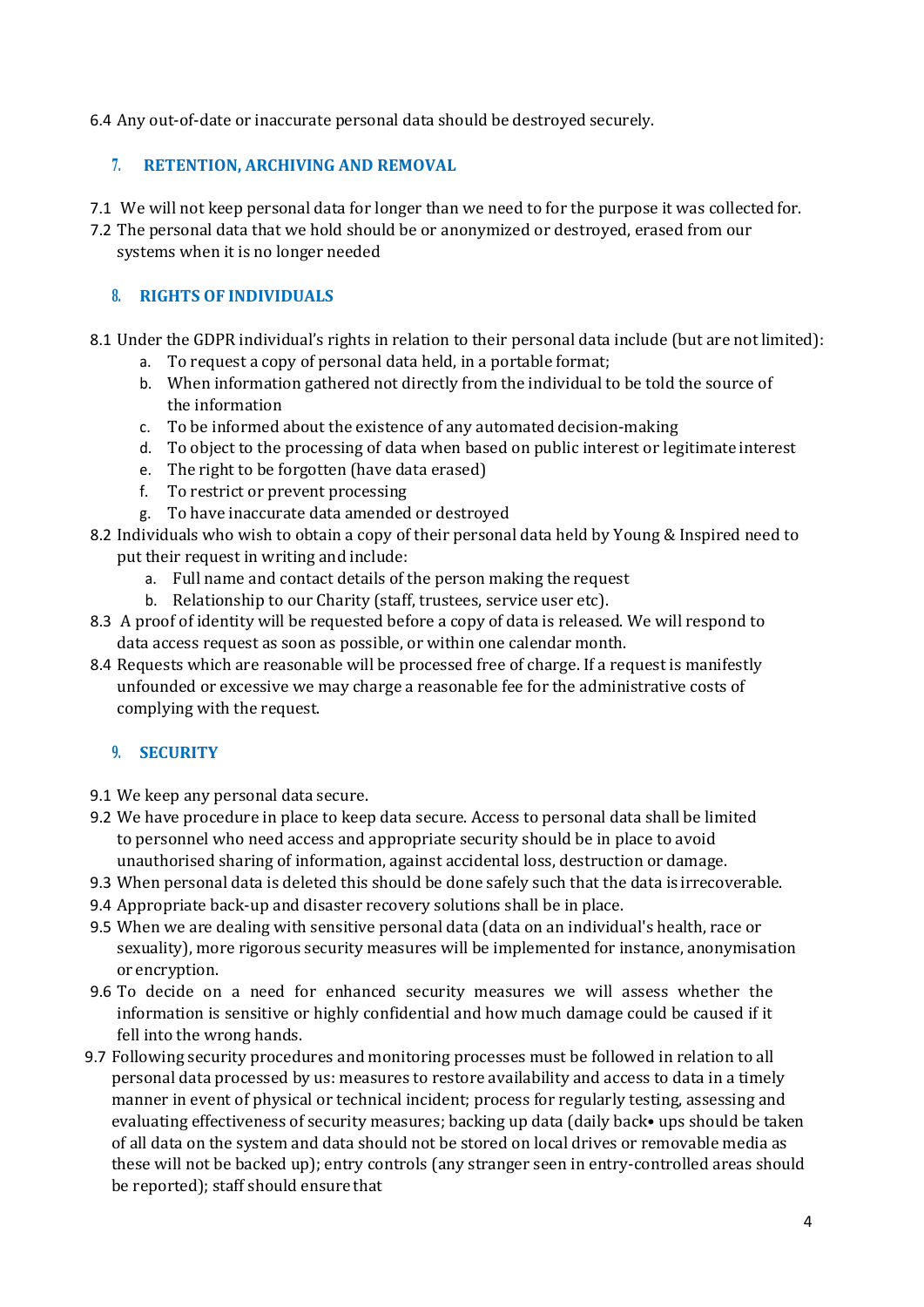6.4 Any out-of-date or inaccurate personal data should be destroyed securely.

## 7. RETENTION, ARCHIVING AND REMOVAL

7.1 We will not keep personal data for longer than we need to for the purpose it was collected for.

7.2 The personal data that we hold should be or anonymized or destroyed, erased from our systems when it is no longer needed

## 8. RIGHTS OF INDIVIDUALS

8.1 Under the GDPR individual's rights in relation to their personal data include (but are not limited):

a. To request a copy of personal data held, in a portable format;
b. When information gathered not directly from the individual to be told the source of the information
c. To be informed about the existence of any automated decision-making
d. To object to the processing of data when based on public interest or legitimate interest
e. The right to be forgotten (have data erased)
f. To restrict or prevent processing
g. To have inaccurate data amended or destroyed

8.2 Individuals who wish to obtain a copy of their personal data held by Young & Inspired need to put their request in writing and include:

a. Full name and contact details of the person making the request
b. Relationship to our Charity (staff, trustees, service user etc).

8.3 A proof of identity will be requested before a copy of data is released. We will respond to data access request as soon as possible, or within one calendar month.

8.4 Requests which are reasonable will be processed free of charge. If a request is manifestly unfounded or excessive we may charge a reasonable fee for the administrative costs of complying with the request.

## 9. SECURITY

9.1 We keep any personal data secure.

9.2 We have procedure in place to keep data secure. Access to personal data shall be limited to personnel who need access and appropriate security should be in place to avoid unauthorised sharing of information, against accidental loss, destruction or damage.

9.3 When personal data is deleted this should be done safely such that the data is irrecoverable.

9.4 Appropriate back-up and disaster recovery solutions shall be in place.

9.5 When we are dealing with sensitive personal data (data on an individual's health, race or sexuality), more rigorous security measures will be implemented for instance, anonymisation or encryption.

9.6 To decide on a need for enhanced security measures we will assess whether the information is sensitive or highly confidential and how much damage could be caused if it fell into the wrong hands.

9.7 Following security procedures and monitoring processes must be followed in relation to all personal data processed by us: measures to restore availability and access to data in a timely manner in event of physical or technical incident; process for regularly testing, assessing and evaluating effectiveness of security measures; backing up data (daily back• ups should be taken of all data on the system and data should not be stored on local drives or removable media as these will not be backed up); entry controls (any stranger seen in entry-controlled areas should be reported); staff should ensure that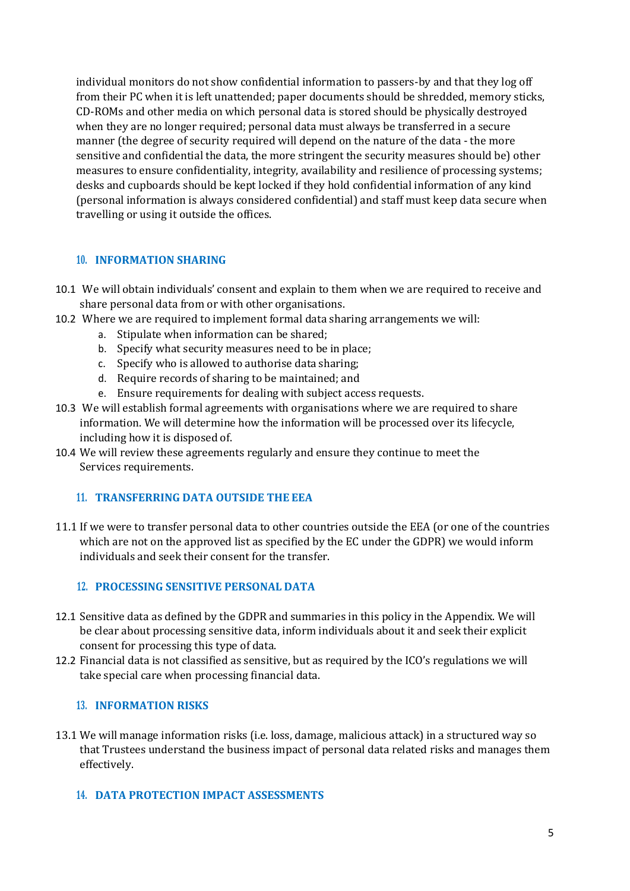individual monitors do not show confidential information to passers-by and that they log off from their PC when it is left unattended; paper documents should be shredded, memory sticks, CD-ROMs and other media on which personal data is stored should be physically destroyed when they are no longer required; personal data must always be transferred in a secure manner (the degree of security required will depend on the nature of the data - the more sensitive and confidential the data, the more stringent the security measures should be) other measures to ensure confidentiality, integrity, availability and resilience of processing systems; desks and cupboards should be kept locked if they hold confidential information of any kind (personal information is always considered confidential) and staff must keep data secure when travelling or using it outside the offices.

## 10. INFORMATION SHARING

10.1 We will obtain individuals' consent and explain to them when we are required to receive and share personal data from or with other organisations.

10.2 Where we are required to implement formal data sharing arrangements we will:

a. Stipulate when information can be shared;
b. Specify what security measures need to be in place;
c. Specify who is allowed to authorise data sharing;
d. Require records of sharing to be maintained; and
e. Ensure requirements for dealing with subject access requests.

10.3 We will establish formal agreements with organisations where we are required to share information. We will determine how the information will be processed over its lifecycle, including how it is disposed of.

10.4 We will review these agreements regularly and ensure they continue to meet the Services requirements.

## 11. TRANSFERRING DATA OUTSIDE THE EEA

11.1 If we were to transfer personal data to other countries outside the EEA (or one of the countries which are not on the approved list as specified by the EC under the GDPR) we would inform individuals and seek their consent for the transfer.

## 12. PROCESSING SENSITIVE PERSONAL DATA

12.1 Sensitive data as defined by the GDPR and summaries in this policy in the Appendix. We will be clear about processing sensitive data, inform individuals about it and seek their explicit consent for processing this type of data.

12.2 Financial data is not classified as sensitive, but as required by the ICO's regulations we will take special care when processing financial data.

## 13. INFORMATION RISKS

13.1 We will manage information risks (i.e. loss, damage, malicious attack) in a structured way so that Trustees understand the business impact of personal data related risks and manages them effectively.

## 14. DATA PROTECTION IMPACT ASSESSMENTS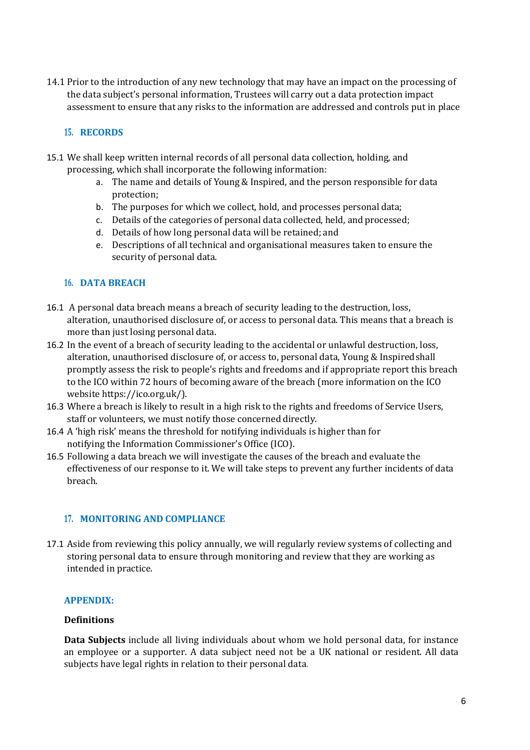14.1 Prior to the introduction of any new technology that may have an impact on the processing of the data subject's personal information, Trustees will carry out a data protection impact assessment to ensure that any risks to the information are addressed and controls put in place

## 15. RECORDS

15.1 We shall keep written internal records of all personal data collection, holding, and processing, which shall incorporate the following information:

a. The name and details of Young & Inspired, and the person responsible for data protection;
b. The purposes for which we collect, hold, and processes personal data;
c. Details of the categories of personal data collected, held, and processed;
d. Details of how long personal data will be retained; and
e. Descriptions of all technical and organisational measures taken to ensure the security of personal data.

## 16. DATA BREACH

16.1 A personal data breach means a breach of security leading to the destruction, loss, alteration, unauthorised disclosure of, or access to personal data. This means that a breach is more than just losing personal data.

16.2 In the event of a breach of security leading to the accidental or unlawful destruction, loss, alteration, unauthorised disclosure of, or access to, personal data, Young & Inspired shall promptly assess the risk to people's rights and freedoms and if appropriate report this breach to the ICO within 72 hours of becoming aware of the breach (more information on the ICO website https://ico.org.uk/).

16.3 Where a breach is likely to result in a high risk to the rights and freedoms of Service Users, staff or volunteers, we must notify those concerned directly.

16.4 A 'high risk' means the threshold for notifying individuals is higher than for notifying the Information Commissioner's Office (ICO).

16.5 Following a data breach we will investigate the causes of the breach and evaluate the effectiveness of our response to it. We will take steps to prevent any further incidents of data breach.

## 17. MONITORING AND COMPLIANCE

17.1 Aside from reviewing this policy annually, we will regularly review systems of collecting and storing personal data to ensure through monitoring and review that they are working as intended in practice.

## APPENDIX:

**Definitions**

**Data Subjects** include all living individuals about whom we hold personal data, for instance an employee or a supporter. A data subject need not be a UK national or resident. All data subjects have legal rights in relation to their personal data.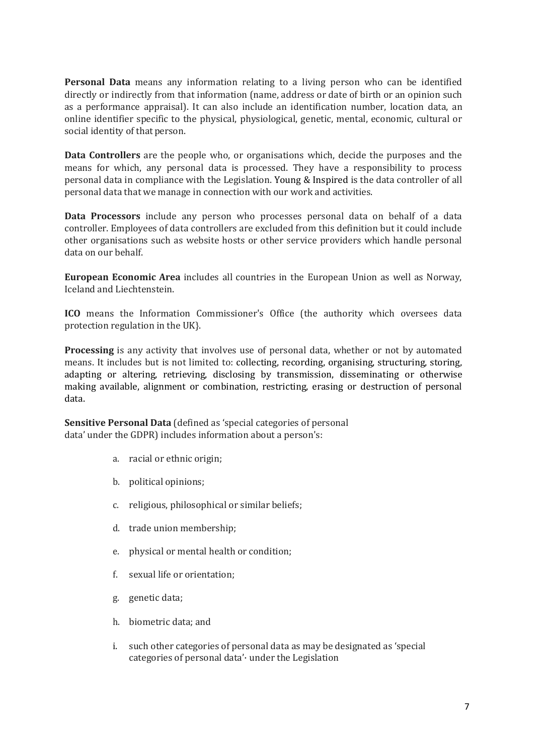**Personal Data** means any information relating to a living person who can be identified directly or indirectly from that information (name, address or date of birth or an opinion such as a performance appraisal). It can also include an identification number, location data, an online identifier specific to the physical, physiological, genetic, mental, economic, cultural or social identity of that person.

**Data Controllers** are the people who, or organisations which, decide the purposes and the means for which, any personal data is processed. They have a responsibility to process personal data in compliance with the Legislation. Young & Inspired is the data controller of all personal data that we manage in connection with our work and activities.

**Data Processors** include any person who processes personal data on behalf of a data controller. Employees of data controllers are excluded from this definition but it could include other organisations such as website hosts or other service providers which handle personal data on our behalf.

**European Economic Area** includes all countries in the European Union as well as Norway, Iceland and Liechtenstein.

**ICO** means the Information Commissioner's Office (the authority which oversees data protection regulation in the UK}.

**Processing** is any activity that involves use of personal data, whether or not by automated means. It includes but is not limited to: collecting, recording, organising, structuring, storing, adapting or altering, retrieving, disclosing by transmission, disseminating or otherwise making available, alignment or combination, restricting, erasing or destruction of personal data.

**Sensitive Personal Data** (defined as 'special categories of personal data' under the GDPR) includes information about a person's:

a. racial or ethnic origin;

b. political opinions;

c. religious, philosophical or similar beliefs;

d. trade union membership;

e. physical or mental health or condition;

f. sexual life or orientation;

g. genetic data;

h. biometric data; and

i. such other categories of personal data as may be designated as 'special categories of personal data'· under the Legislation